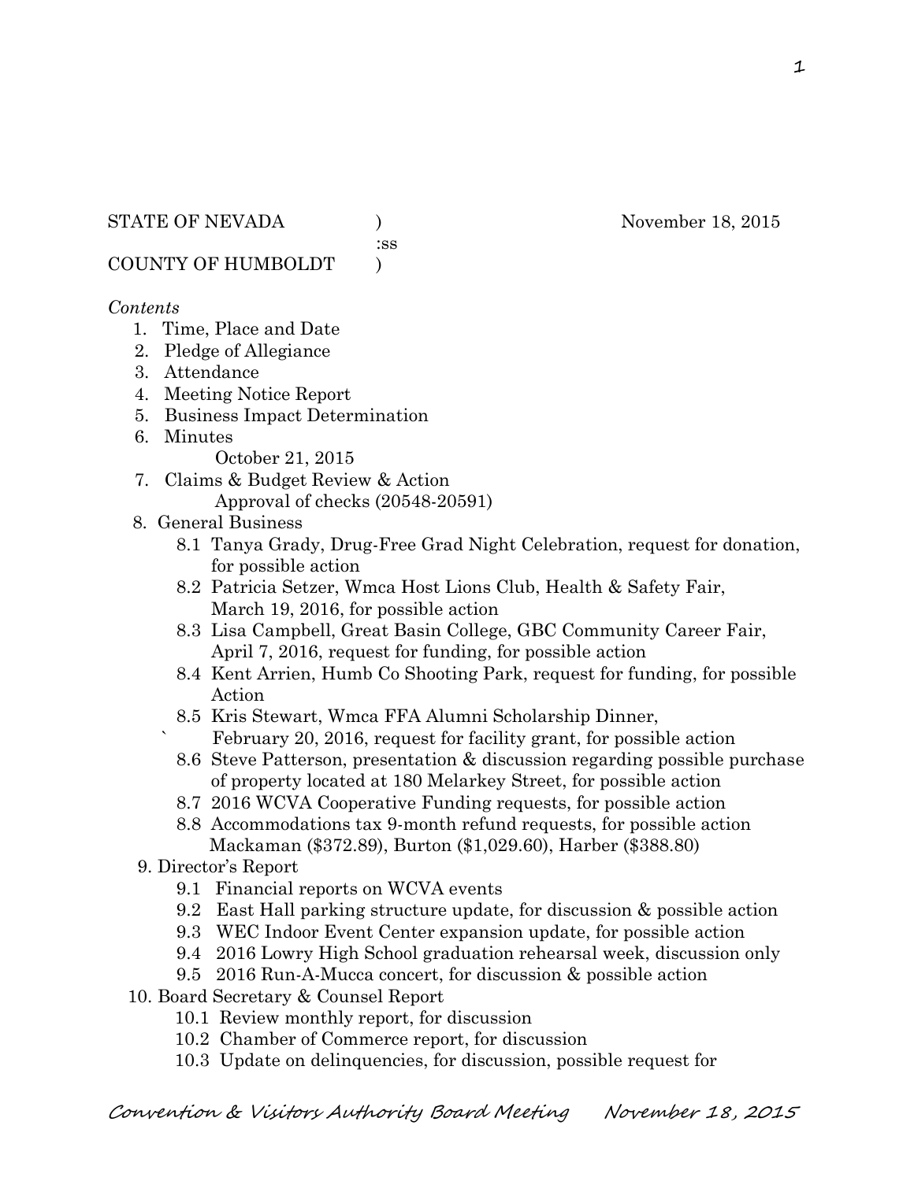STATE OF NEVADA )  November 18, 2015
:ss
COUNTY OF HUMBOLDT )

*Contents*

1. Time, Place and Date
2. Pledge of Allegiance
3. Attendance
4. Meeting Notice Report
5. Business Impact Determination
6. Minutes
   October 21, 2015
7. Claims & Budget Review & Action
   Approval of checks (20548-20591)
8. General Business
   - 8.1 Tanya Grady, Drug-Free Grad Night Celebration, request for donation, for possible action
   - 8.2 Patricia Setzer, Wmca Host Lions Club, Health & Safety Fair, March 19, 2016, for possible action
   - 8.3 Lisa Campbell, Great Basin College, GBC Community Career Fair, April 7, 2016, request for funding, for possible action
   - 8.4 Kent Arrien, Humb Co Shooting Park, request for funding, for possible Action
   - 8.5 Kris Stewart, Wmca FFA Alumni Scholarship Dinner, February 20, 2016, request for facility grant, for possible action
   - 8.6 Steve Patterson, presentation & discussion regarding possible purchase of property located at 180 Melarkey Street, for possible action
   - 8.7 2016 WCVA Cooperative Funding requests, for possible action
   - 8.8 Accommodations tax 9-month refund requests, for possible action Mackaman ($372.89), Burton ($1,029.60), Harber ($388.80)
9. Director's Report
   - 9.1 Financial reports on WCVA events
   - 9.2 East Hall parking structure update, for discussion & possible action
   - 9.3 WEC Indoor Event Center expansion update, for possible action
   - 9.4 2016 Lowry High School graduation rehearsal week, discussion only
   - 9.5 2016 Run-A-Mucca concert, for discussion & possible action
10. Board Secretary & Counsel Report
    - 10.1 Review monthly report, for discussion
    - 10.2 Chamber of Commerce report, for discussion
    - 10.3 Update on delinquencies, for discussion, possible request for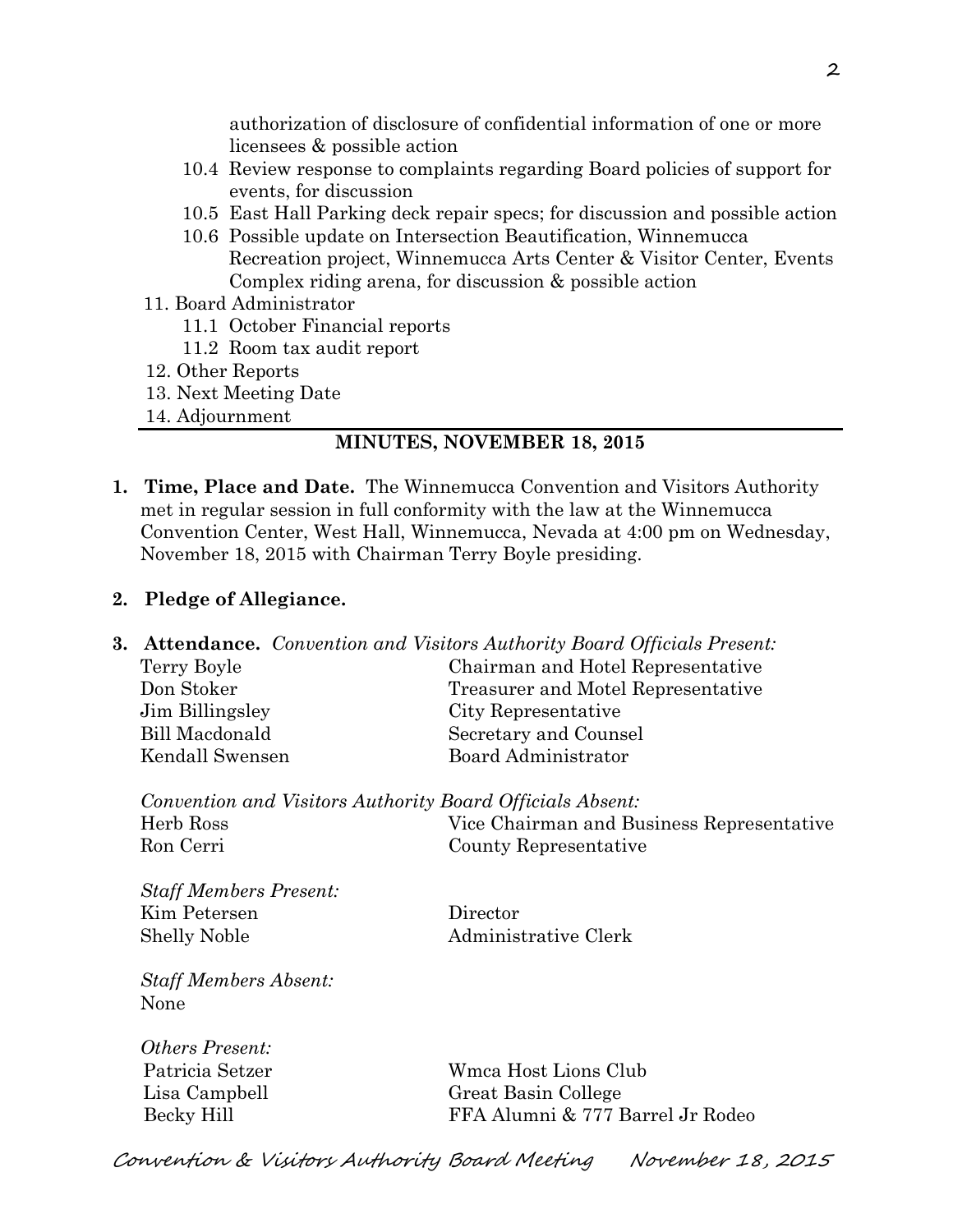authorization of disclosure of confidential information of one or more licensees & possible action

- 10.4 Review response to complaints regarding Board policies of support for events, for discussion
- 10.5 East Hall Parking deck repair specs; for discussion and possible action
- 10.6 Possible update on Intersection Beautification, Winnemucca Recreation project, Winnemucca Arts Center & Visitor Center, Events Complex riding arena, for discussion & possible action

11. Board Administrator
    - 11.1 October Financial reports
    - 11.2 Room tax audit report
12. Other Reports
13. Next Meeting Date
14. Adjournment

## MINUTES, NOVEMBER 18, 2015

1. **Time, Place and Date.** The Winnemucca Convention and Visitors Authority met in regular session in full conformity with the law at the Winnemucca Convention Center, West Hall, Winnemucca, Nevada at 4:00 pm on Wednesday, November 18, 2015 with Chairman Terry Boyle presiding.

2. **Pledge of Allegiance.**

3. **Attendance.** *Convention and Visitors Authority Board Officials Present:*

| | |
|---|---|
| Terry Boyle | Chairman and Hotel Representative |
| Don Stoker | Treasurer and Motel Representative |
| Jim Billingsley | City Representative |
| Bill Macdonald | Secretary and Counsel |
| Kendall Swensen | Board Administrator |

*Convention and Visitors Authority Board Officials Absent:*

| | |
|---|---|
| Herb Ross | Vice Chairman and Business Representative |
| Ron Cerri | County Representative |

*Staff Members Present:*

| | |
|---|---|
| Kim Petersen | Director |
| Shelly Noble | Administrative Clerk |

*Staff Members Absent:*
None

*Others Present:*

| | |
|---|---|
| Patricia Setzer | Wmca Host Lions Club |
| Lisa Campbell | Great Basin College |
| Becky Hill | FFA Alumni & 777 Barrel Jr Rodeo |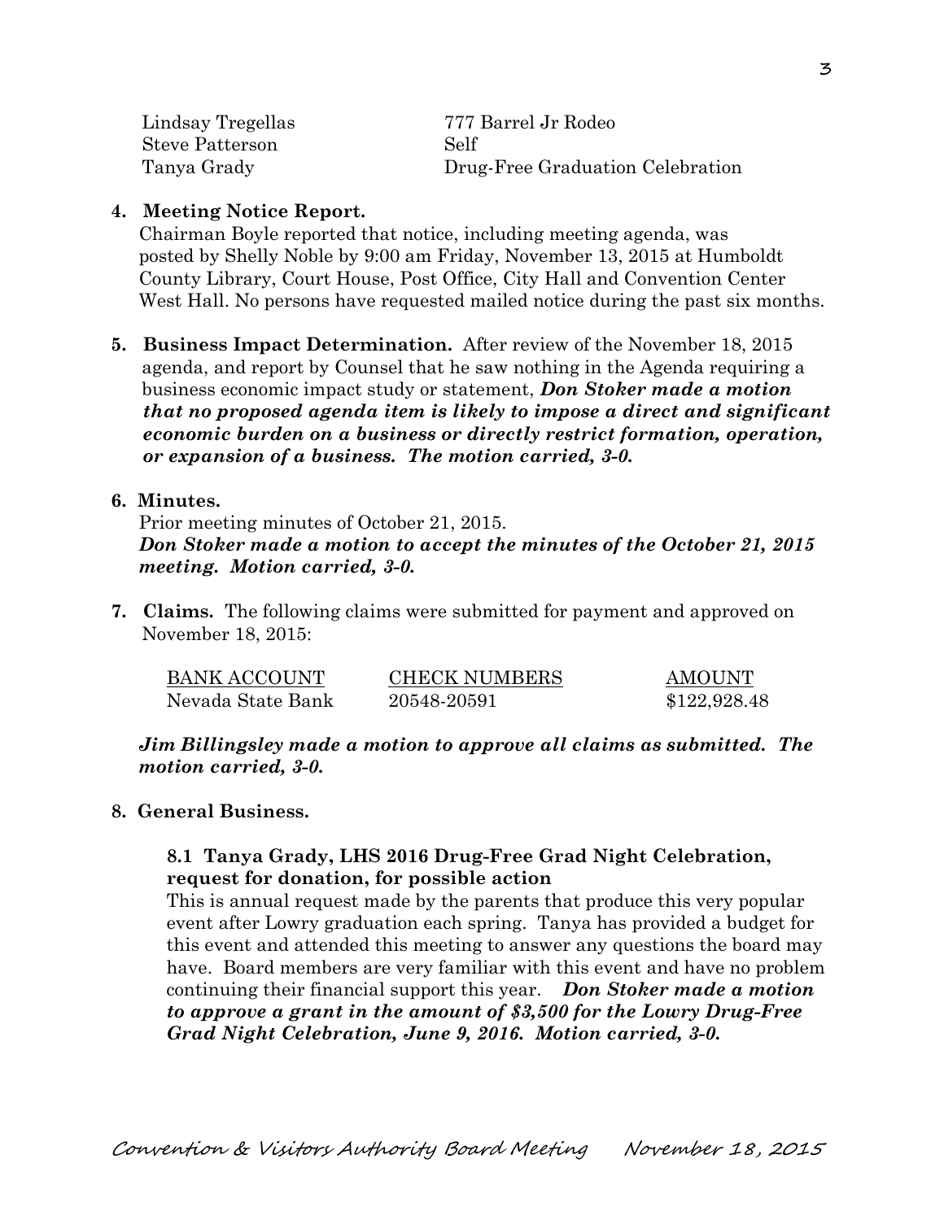| | |
|---|---|
| Lindsay Tregellas | 777 Barrel Jr Rodeo |
| Steve Patterson | Self |
| Tanya Grady | Drug-Free Graduation Celebration |

**4. Meeting Notice Report.**

Chairman Boyle reported that notice, including meeting agenda, was posted by Shelly Noble by 9:00 am Friday, November 13, 2015 at Humboldt County Library, Court House, Post Office, City Hall and Convention Center West Hall. No persons have requested mailed notice during the past six months.

**5. Business Impact Determination.** After review of the November 18, 2015 agenda, and report by Counsel that he saw nothing in the Agenda requiring a business economic impact study or statement, ***Don Stoker made a motion that no proposed agenda item is likely to impose a direct and significant economic burden on a business or directly restrict formation, operation, or expansion of a business. The motion carried, 3-0.***

**6. Minutes.**

Prior meeting minutes of October 21, 2015.
***Don Stoker made a motion to accept the minutes of the October 21, 2015 meeting. Motion carried, 3-0.***

**7. Claims.** The following claims were submitted for payment and approved on November 18, 2015:

| BANK ACCOUNT | CHECK NUMBERS | AMOUNT |
|---|---|---|
| Nevada State Bank | 20548-20591 | $122,928.48 |

***Jim Billingsley made a motion to approve all claims as submitted. The motion carried, 3-0.***

**8. General Business.**

**8.1 Tanya Grady, LHS 2016 Drug-Free Grad Night Celebration, request for donation, for possible action**

This is annual request made by the parents that produce this very popular event after Lowry graduation each spring. Tanya has provided a budget for this event and attended this meeting to answer any questions the board may have. Board members are very familiar with this event and have no problem continuing their financial support this year. ***Don Stoker made a motion to approve a grant in the amount of $3,500 for the Lowry Drug-Free Grad Night Celebration, June 9, 2016. Motion carried, 3-0.***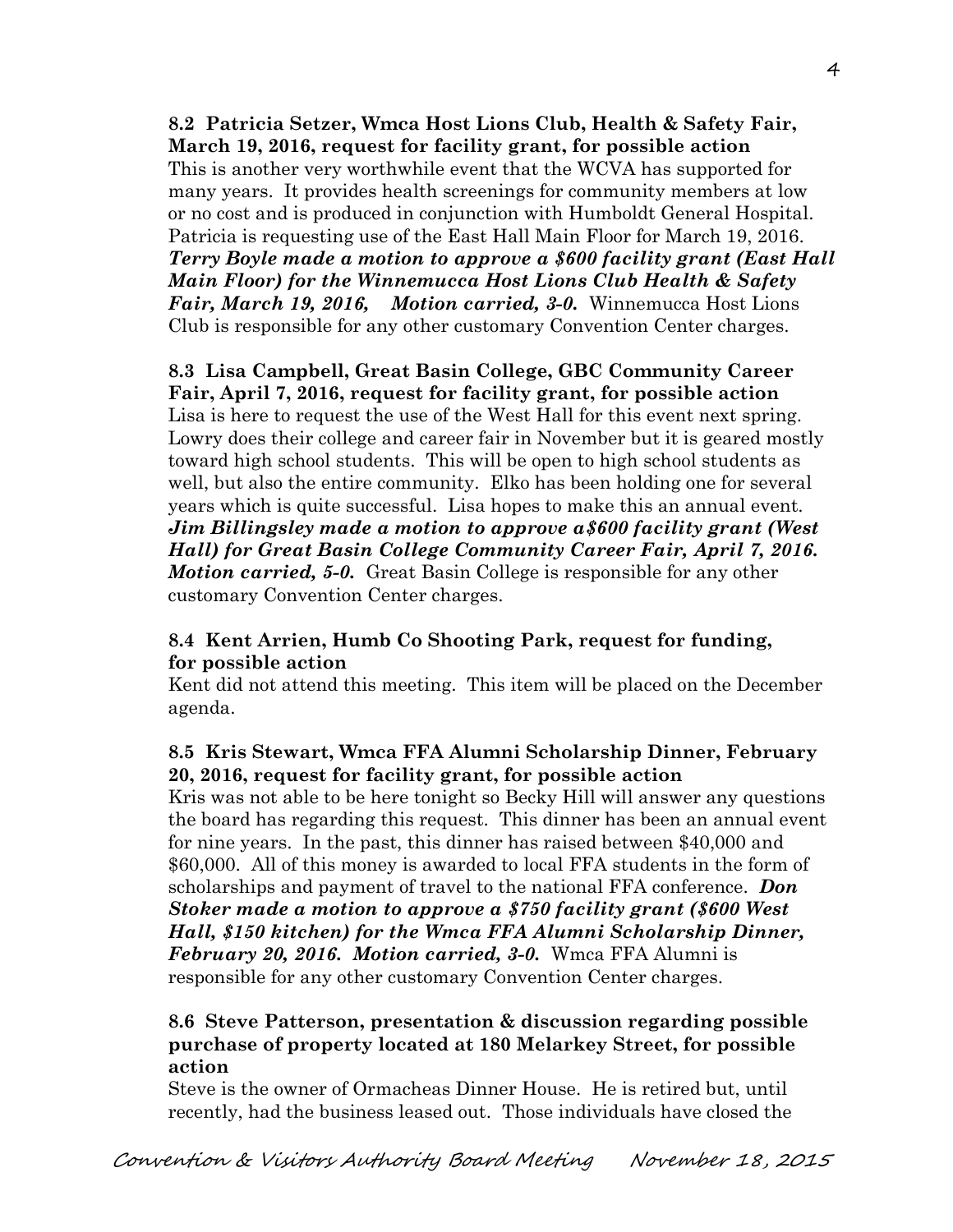**8.2 Patricia Setzer, Wmca Host Lions Club, Health & Safety Fair, March 19, 2016, request for facility grant, for possible action**

This is another very worthwhile event that the WCVA has supported for many years. It provides health screenings for community members at low or no cost and is produced in conjunction with Humboldt General Hospital. Patricia is requesting use of the East Hall Main Floor for March 19, 2016. ***Terry Boyle made a motion to approve a $600 facility grant (East Hall Main Floor) for the Winnemucca Host Lions Club Health & Safety Fair, March 19, 2016, Motion carried, 3-0.*** Winnemucca Host Lions Club is responsible for any other customary Convention Center charges.

**8.3 Lisa Campbell, Great Basin College, GBC Community Career Fair, April 7, 2016, request for facility grant, for possible action**

Lisa is here to request the use of the West Hall for this event next spring. Lowry does their college and career fair in November but it is geared mostly toward high school students. This will be open to high school students as well, but also the entire community. Elko has been holding one for several years which is quite successful. Lisa hopes to make this an annual event. ***Jim Billingsley made a motion to approve a$600 facility grant (West Hall) for Great Basin College Community Career Fair, April 7, 2016. Motion carried, 5-0.*** Great Basin College is responsible for any other customary Convention Center charges.

**8.4 Kent Arrien, Humb Co Shooting Park, request for funding, for possible action**

Kent did not attend this meeting. This item will be placed on the December agenda.

**8.5 Kris Stewart, Wmca FFA Alumni Scholarship Dinner, February 20, 2016, request for facility grant, for possible action**

Kris was not able to be here tonight so Becky Hill will answer any questions the board has regarding this request. This dinner has been an annual event for nine years. In the past, this dinner has raised between $40,000 and $60,000. All of this money is awarded to local FFA students in the form of scholarships and payment of travel to the national FFA conference. ***Don Stoker made a motion to approve a $750 facility grant ($600 West Hall, $150 kitchen) for the Wmca FFA Alumni Scholarship Dinner, February 20, 2016. Motion carried, 3-0.*** Wmca FFA Alumni is responsible for any other customary Convention Center charges.

**8.6 Steve Patterson, presentation & discussion regarding possible purchase of property located at 180 Melarkey Street, for possible action**

Steve is the owner of Ormacheas Dinner House. He is retired but, until recently, had the business leased out. Those individuals have closed the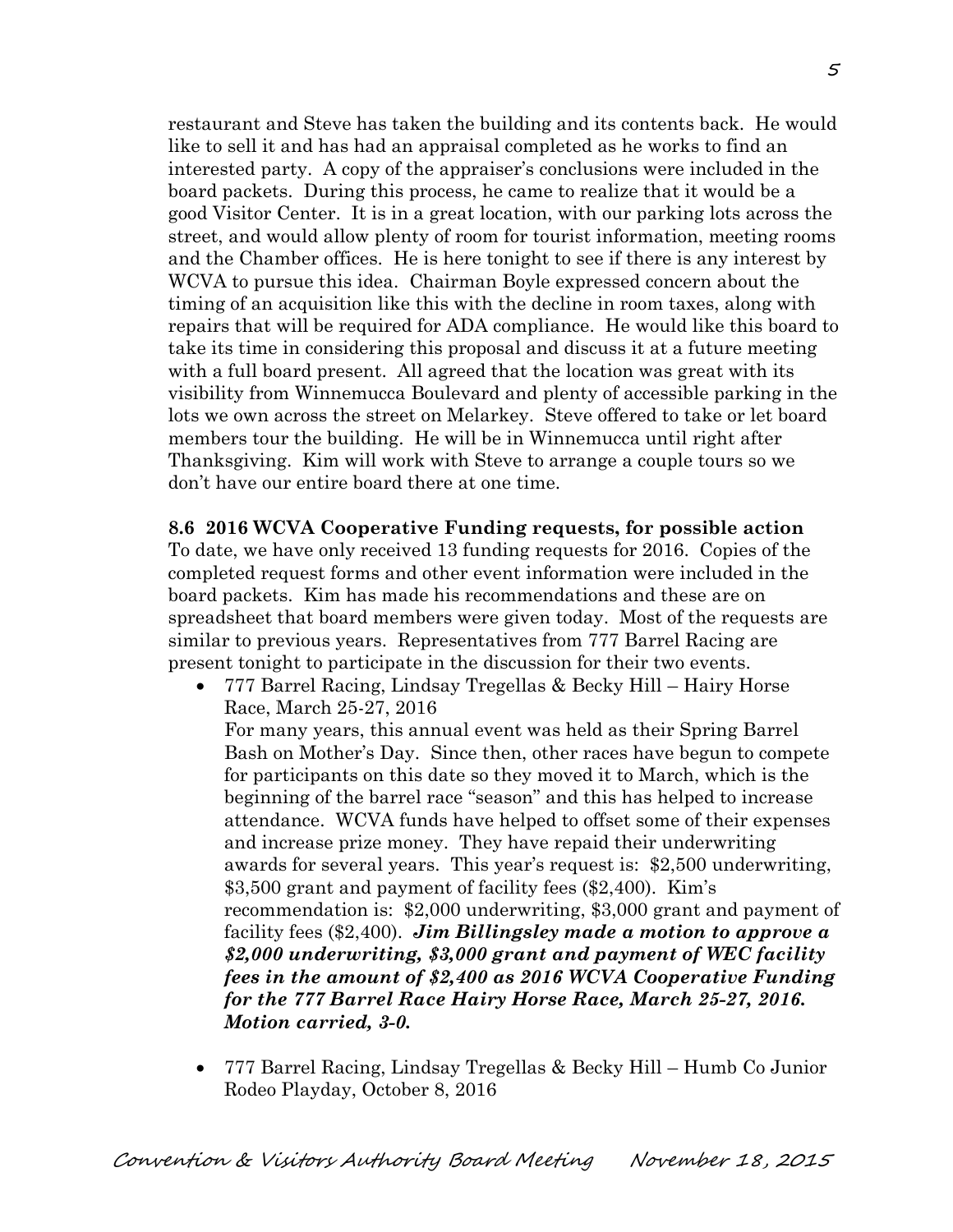restaurant and Steve has taken the building and its contents back. He would like to sell it and has had an appraisal completed as he works to find an interested party. A copy of the appraiser's conclusions were included in the board packets. During this process, he came to realize that it would be a good Visitor Center. It is in a great location, with our parking lots across the street, and would allow plenty of room for tourist information, meeting rooms and the Chamber offices. He is here tonight to see if there is any interest by WCVA to pursue this idea. Chairman Boyle expressed concern about the timing of an acquisition like this with the decline in room taxes, along with repairs that will be required for ADA compliance. He would like this board to take its time in considering this proposal and discuss it at a future meeting with a full board present. All agreed that the location was great with its visibility from Winnemucca Boulevard and plenty of accessible parking in the lots we own across the street on Melarkey. Steve offered to take or let board members tour the building. He will be in Winnemucca until right after Thanksgiving. Kim will work with Steve to arrange a couple tours so we don't have our entire board there at one time.

**8.6 2016 WCVA Cooperative Funding requests, for possible action**

To date, we have only received 13 funding requests for 2016. Copies of the completed request forms and other event information were included in the board packets. Kim has made his recommendations and these are on spreadsheet that board members were given today. Most of the requests are similar to previous years. Representatives from 777 Barrel Racing are present tonight to participate in the discussion for their two events.

- 777 Barrel Racing, Lindsay Tregellas & Becky Hill – Hairy Horse Race, March 25-27, 2016

  For many years, this annual event was held as their Spring Barrel Bash on Mother's Day. Since then, other races have begun to compete for participants on this date so they moved it to March, which is the beginning of the barrel race "season" and this has helped to increase attendance. WCVA funds have helped to offset some of their expenses and increase prize money. They have repaid their underwriting awards for several years. This year's request is: $2,500 underwriting, $3,500 grant and payment of facility fees ($2,400). Kim's recommendation is: $2,000 underwriting, $3,000 grant and payment of facility fees ($2,400). ***Jim Billingsley made a motion to approve a $2,000 underwriting, $3,000 grant and payment of WEC facility fees in the amount of $2,400 as 2016 WCVA Cooperative Funding for the 777 Barrel Race Hairy Horse Race, March 25-27, 2016. Motion carried, 3-0.***

- 777 Barrel Racing, Lindsay Tregellas & Becky Hill – Humb Co Junior Rodeo Playday, October 8, 2016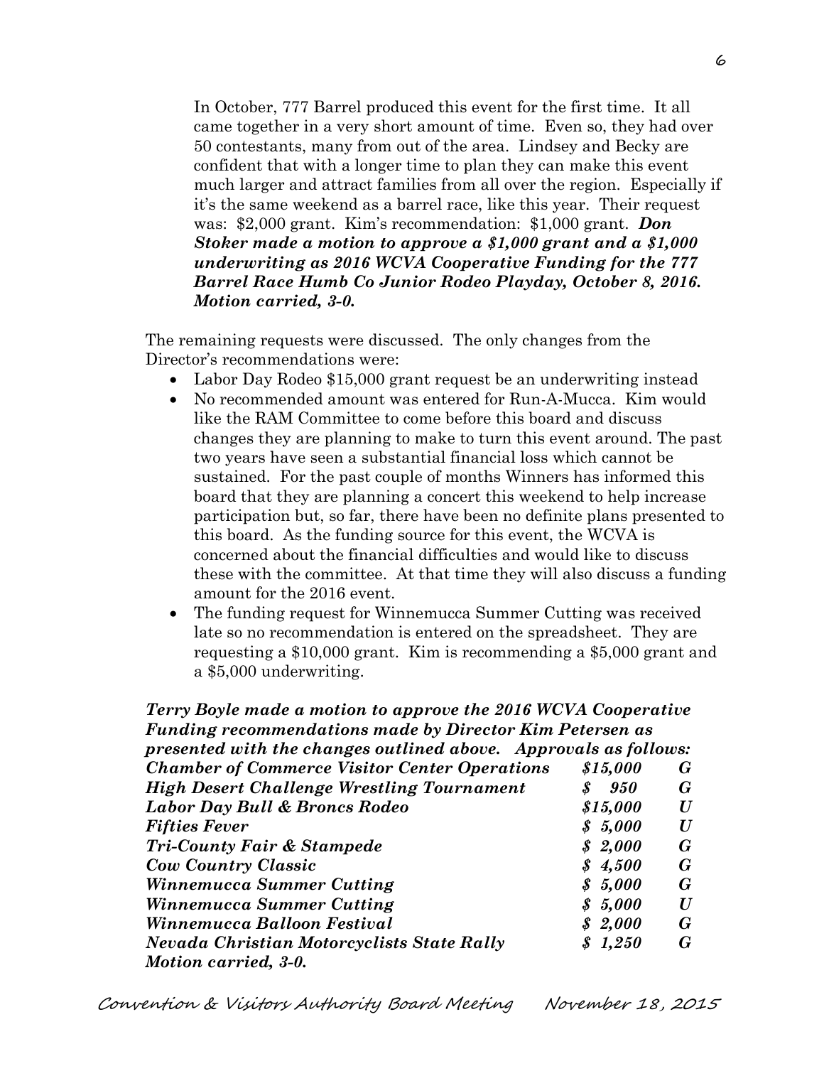In October, 777 Barrel produced this event for the first time. It all came together in a very short amount of time. Even so, they had over 50 contestants, many from out of the area. Lindsey and Becky are confident that with a longer time to plan they can make this event much larger and attract families from all over the region. Especially if it's the same weekend as a barrel race, like this year. Their request was: $2,000 grant. Kim's recommendation: $1,000 grant. ***Don Stoker made a motion to approve a $1,000 grant and a $1,000 underwriting as 2016 WCVA Cooperative Funding for the 777 Barrel Race Humb Co Junior Rodeo Playday, October 8, 2016. Motion carried, 3-0.***

The remaining requests were discussed. The only changes from the Director's recommendations were:

- Labor Day Rodeo $15,000 grant request be an underwriting instead
- No recommended amount was entered for Run-A-Mucca. Kim would like the RAM Committee to come before this board and discuss changes they are planning to make to turn this event around. The past two years have seen a substantial financial loss which cannot be sustained. For the past couple of months Winners has informed this board that they are planning a concert this weekend to help increase participation but, so far, there have been no definite plans presented to this board. As the funding source for this event, the WCVA is concerned about the financial difficulties and would like to discuss these with the committee. At that time they will also discuss a funding amount for the 2016 event.
- The funding request for Winnemucca Summer Cutting was received late so no recommendation is entered on the spreadsheet. They are requesting a $10,000 grant. Kim is recommending a $5,000 grant and a $5,000 underwriting.

***Terry Boyle made a motion to approve the 2016 WCVA Cooperative Funding recommendations made by Director Kim Petersen as presented with the changes outlined above. Approvals as follows:***

| | | |
|---|---|---|
| ***Chamber of Commerce Visitor Center Operations*** | ***$15,000*** | ***G*** |
| ***High Desert Challenge Wrestling Tournament*** | ***$ 950*** | ***G*** |
| ***Labor Day Bull & Broncs Rodeo*** | ***$15,000*** | ***U*** |
| ***Fifties Fever*** | ***$ 5,000*** | ***U*** |
| ***Tri-County Fair & Stampede*** | ***$ 2,000*** | ***G*** |
| ***Cow Country Classic*** | ***$ 4,500*** | ***G*** |
| ***Winnemucca Summer Cutting*** | ***$ 5,000*** | ***G*** |
| ***Winnemucca Summer Cutting*** | ***$ 5,000*** | ***U*** |
| ***Winnemucca Balloon Festival*** | ***$ 2,000*** | ***G*** |
| ***Nevada Christian Motorcyclists State Rally*** | ***$ 1,250*** | ***G*** |

***Motion carried, 3-0.***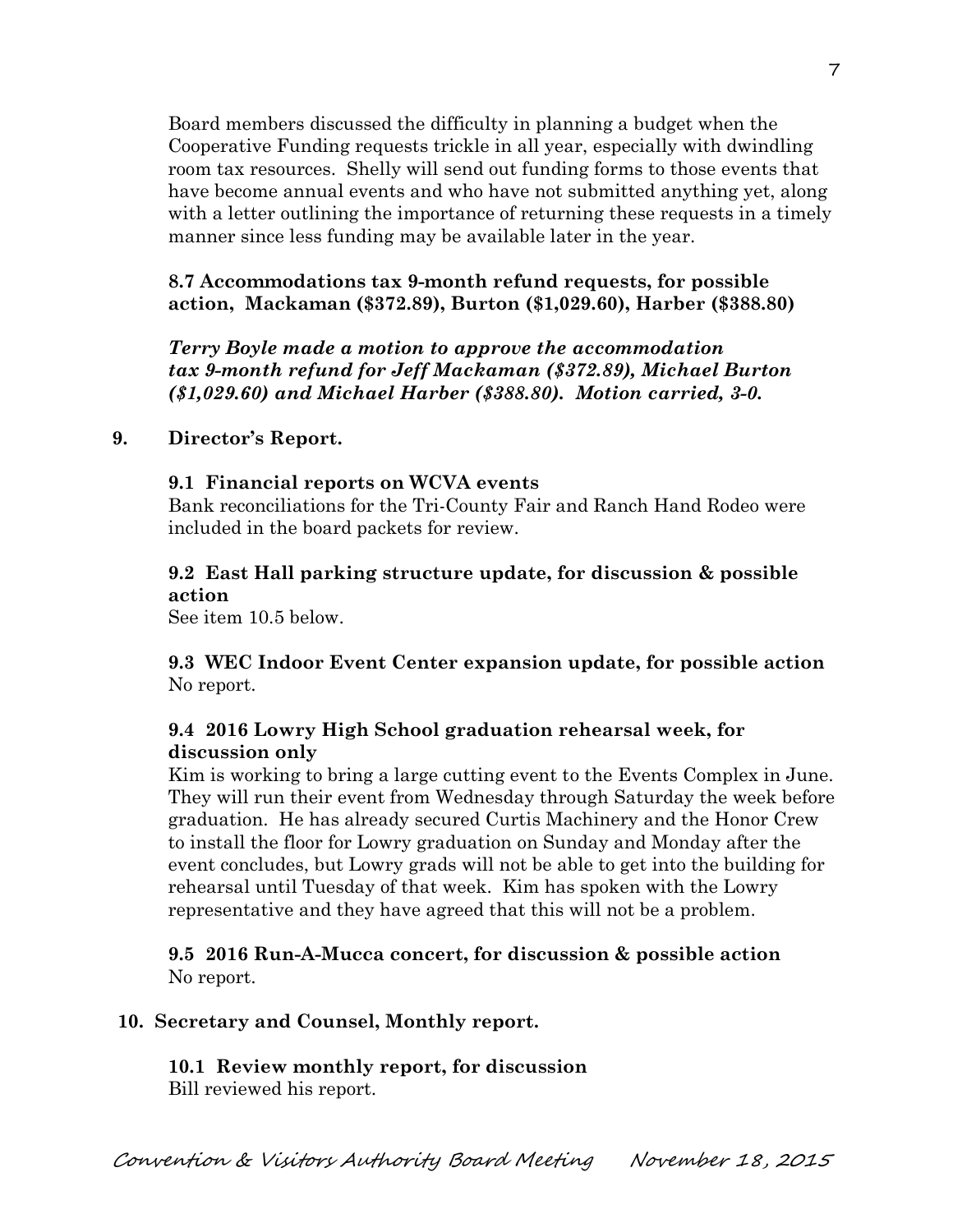Board members discussed the difficulty in planning a budget when the Cooperative Funding requests trickle in all year, especially with dwindling room tax resources. Shelly will send out funding forms to those events that have become annual events and who have not submitted anything yet, along with a letter outlining the importance of returning these requests in a timely manner since less funding may be available later in the year.

**8.7 Accommodations tax 9-month refund requests, for possible action, Mackaman ($372.89), Burton ($1,029.60), Harber ($388.80)**

***Terry Boyle made a motion to approve the accommodation tax 9-month refund for Jeff Mackaman ($372.89), Michael Burton ($1,029.60) and Michael Harber ($388.80). Motion carried, 3-0.***

**9. Director's Report.**

**9.1 Financial reports on WCVA events**

Bank reconciliations for the Tri-County Fair and Ranch Hand Rodeo were included in the board packets for review.

**9.2 East Hall parking structure update, for discussion & possible action**

See item 10.5 below.

**9.3 WEC Indoor Event Center expansion update, for possible action**

No report.

**9.4 2016 Lowry High School graduation rehearsal week, for discussion only**

Kim is working to bring a large cutting event to the Events Complex in June. They will run their event from Wednesday through Saturday the week before graduation. He has already secured Curtis Machinery and the Honor Crew to install the floor for Lowry graduation on Sunday and Monday after the event concludes, but Lowry grads will not be able to get into the building for rehearsal until Tuesday of that week. Kim has spoken with the Lowry representative and they have agreed that this will not be a problem.

**9.5 2016 Run-A-Mucca concert, for discussion & possible action**

No report.

**10. Secretary and Counsel, Monthly report.**

**10.1 Review monthly report, for discussion**

Bill reviewed his report.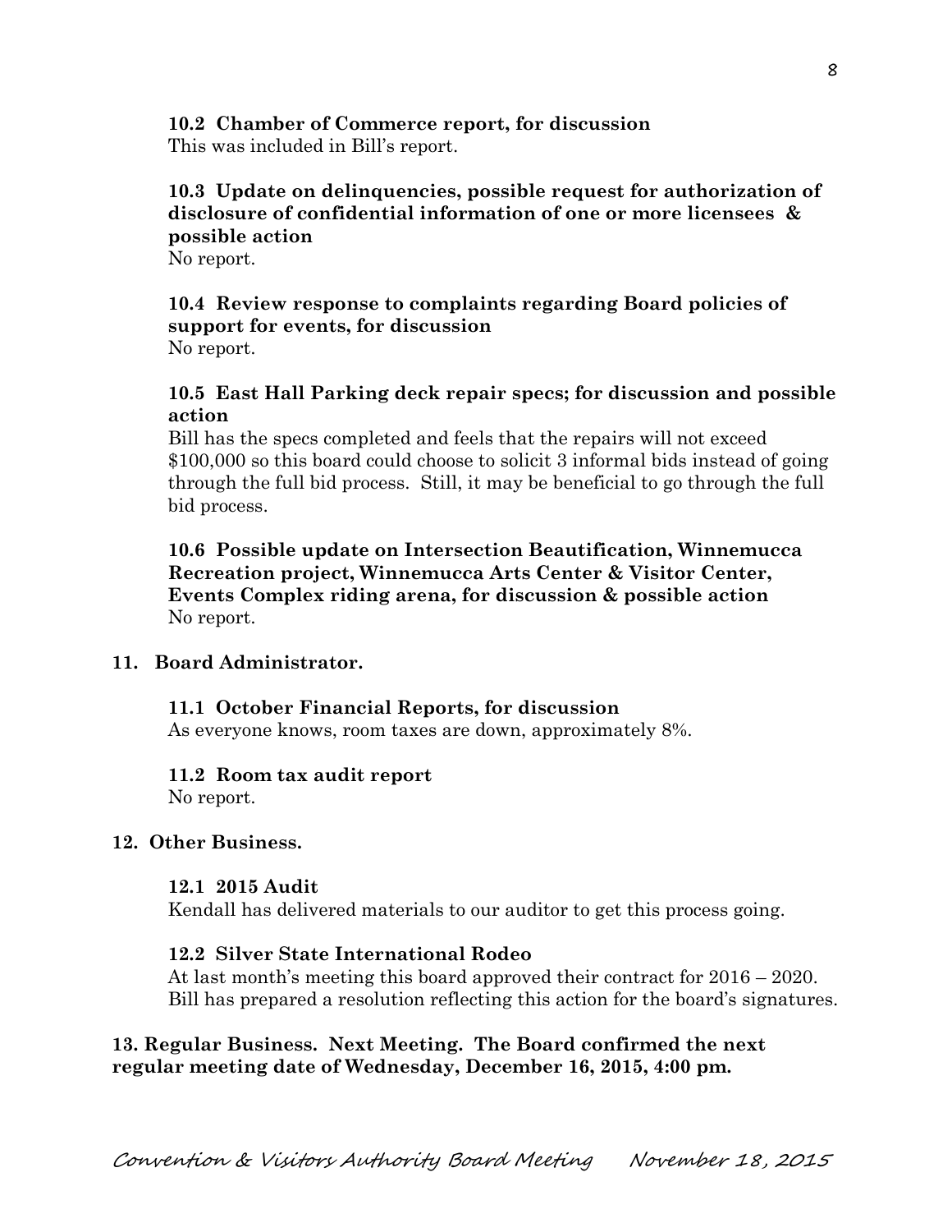**10.2 Chamber of Commerce report, for discussion**

This was included in Bill's report.

**10.3 Update on delinquencies, possible request for authorization of disclosure of confidential information of one or more licensees & possible action**

No report.

**10.4 Review response to complaints regarding Board policies of support for events, for discussion**

No report.

**10.5 East Hall Parking deck repair specs; for discussion and possible action**

Bill has the specs completed and feels that the repairs will not exceed $100,000 so this board could choose to solicit 3 informal bids instead of going through the full bid process. Still, it may be beneficial to go through the full bid process.

**10.6 Possible update on Intersection Beautification, Winnemucca Recreation project, Winnemucca Arts Center & Visitor Center, Events Complex riding arena, for discussion & possible action**

No report.

**11. Board Administrator.**

**11.1 October Financial Reports, for discussion**

As everyone knows, room taxes are down, approximately 8%.

**11.2 Room tax audit report**

No report.

**12. Other Business.**

**12.1 2015 Audit**

Kendall has delivered materials to our auditor to get this process going.

**12.2 Silver State International Rodeo**

At last month's meeting this board approved their contract for 2016 – 2020. Bill has prepared a resolution reflecting this action for the board's signatures.

**13. Regular Business. Next Meeting. The Board confirmed the next regular meeting date of Wednesday, December 16, 2015, 4:00 pm.**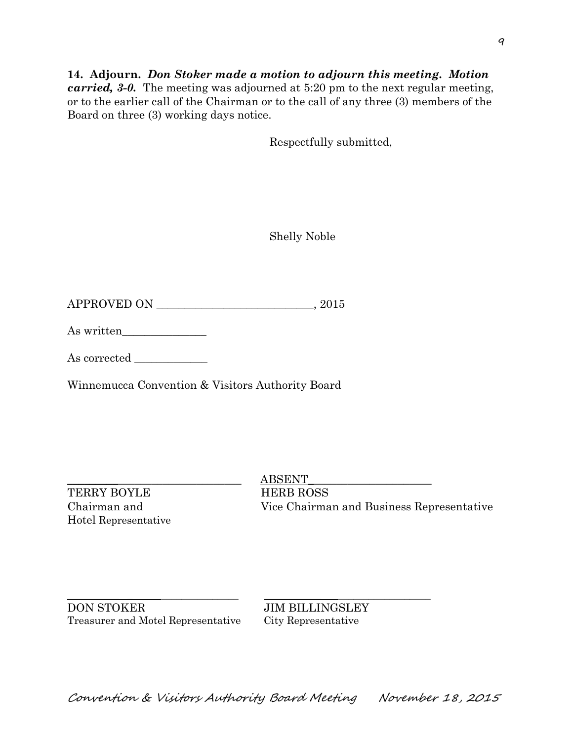**14. Adjourn.** ***Don Stoker made a motion to adjourn this meeting. Motion carried, 3-0.*** The meeting was adjourned at 5:20 pm to the next regular meeting, or to the earlier call of the Chairman or to the call of any three (3) members of the Board on three (3) working days notice.

Respectfully submitted,

Shelly Noble

APPROVED ON ____________________________, 2015

As written_______________

As corrected _____________

Winnemucca Convention & Visitors Authority Board

_______________________________
TERRY BOYLE
Chairman and
Hotel Representative

ABSENT______________________
HERB ROSS
Vice Chairman and Business Representative

_______________________________
DON STOKER
Treasurer and Motel Representative

_______________________________
JIM BILLINGSLEY
City Representative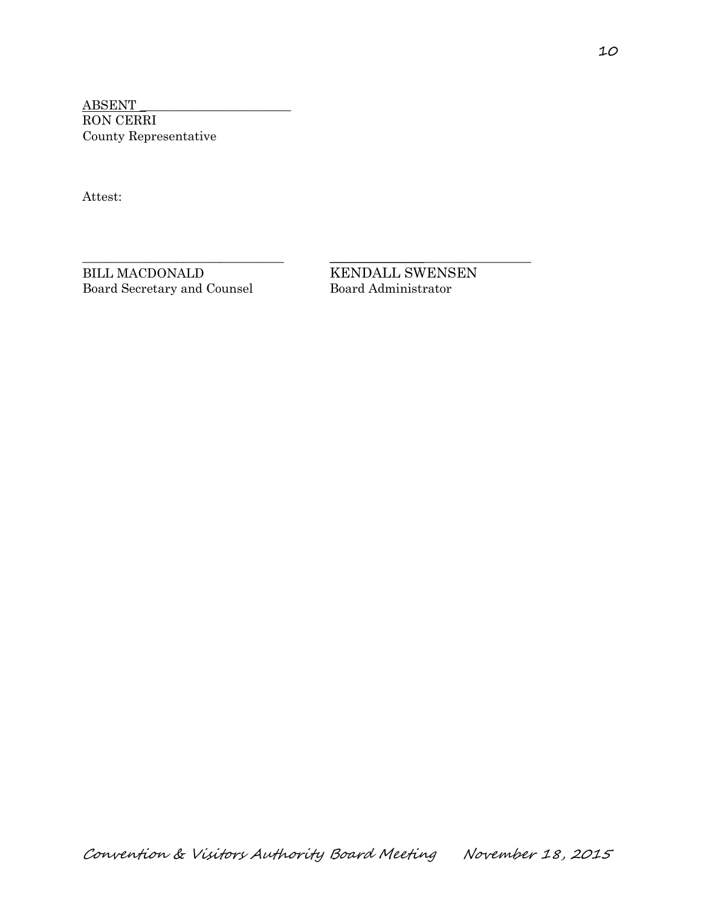ABSENT ________________________
RON CERRI
County Representative

Attest:

______________________________
BILL MACDONALD
Board Secretary and Counsel

______________________________
KENDALL SWENSEN
Board Administrator